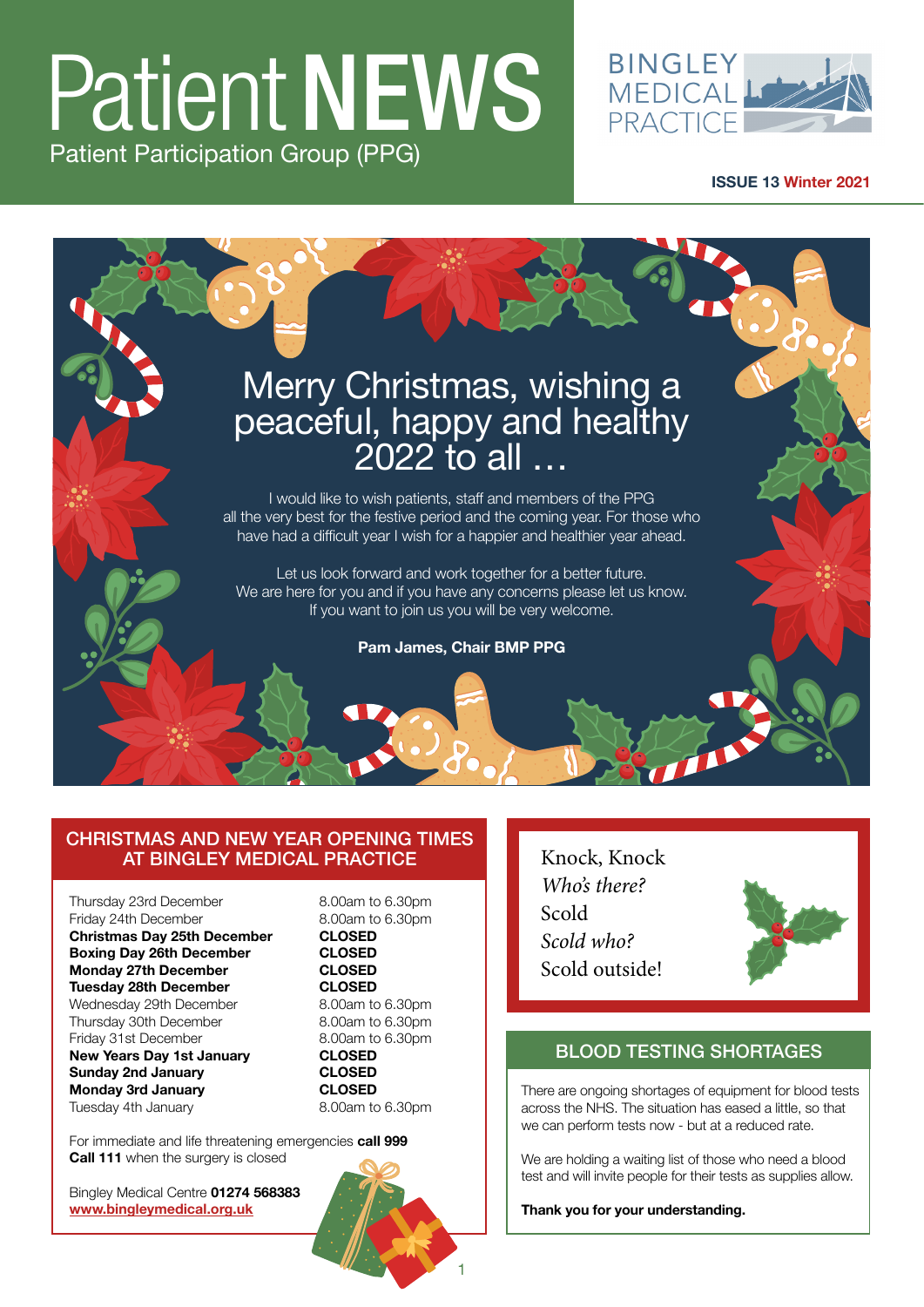# Patient NEWS

Patient Participation Group (PPG)

BINGLEY MEDICAL PRACTICE

**ISSUE 13 Winter 2021**

## Merry Christmas, wishing a peaceful, happy and healthy 2022 to all …

I would like to wish patients, staff and members of the PPG all the very best for the festive period and the coming year. For those who have had a difficult year I wish for a happier and healthier year ahead.

Let us look forward and work together for a better future. We are here for you and if you have any concerns please let us know. If you want to join us you will be very welcome.

**Pam James, Chair BMP PPG**

## CHRISTMAS AND NEW YEAR OPENING TIMES AT BINGLEY MEDICAL PRACTICE

| Day | Hours |
|---|---|
| Thursday 23rd December | 8.00am to 6.30pm |
| Friday 24th December | 8.00am to 6.30pm |
| **Christmas Day 25th December** | **CLOSED** |
| **Boxing Day 26th December** | **CLOSED** |
| **Monday 27th December** | **CLOSED** |
| **Tuesday 28th December** | **CLOSED** |
| Wednesday 29th December | 8.00am to 6.30pm |
| Thursday 30th December | 8.00am to 6.30pm |
| Friday 31st December | 8.00am to 6.30pm |
| **New Years Day 1st January** | **CLOSED** |
| **Sunday 2nd January** | **CLOSED** |
| **Monday 3rd January** | **CLOSED** |
| Tuesday 4th January | 8.00am to 6.30pm |

For immediate and life threatening emergencies **call 999**
**Call 111** when the surgery is closed

Bingley Medical Centre **01274 568383**
**www.bingleymedical.org.uk**

Knock, Knock
*Who's there?*
Scold
*Scold who?*
Scold outside!

## BLOOD TESTING SHORTAGES

There are ongoing shortages of equipment for blood tests across the NHS. The situation has eased a little, so that we can perform tests now - but at a reduced rate.

We are holding a waiting list of those who need a blood test and will invite people for their tests as supplies allow.

**Thank you for your understanding.**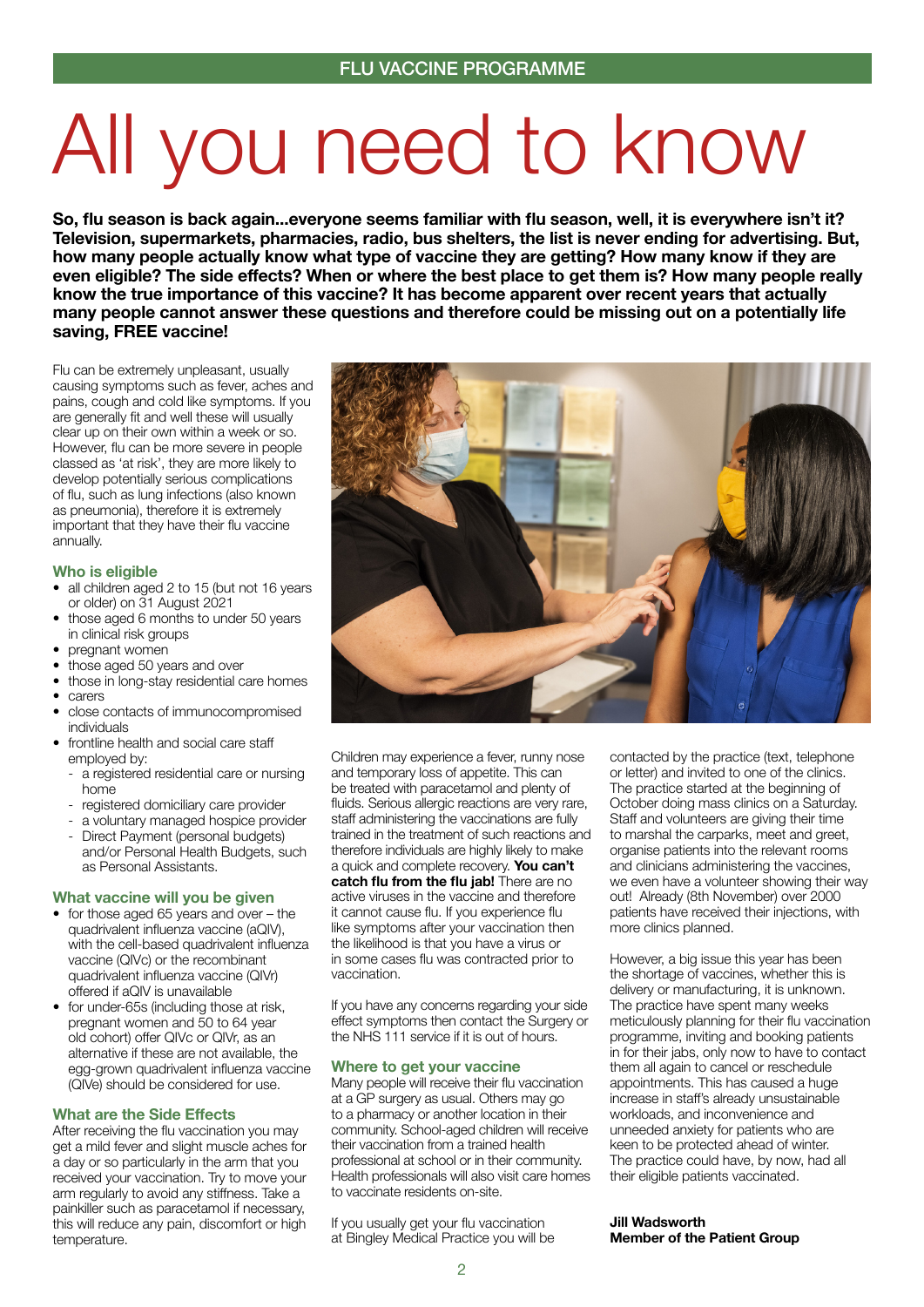FLU VACCINE PROGRAMME

# All you need to know

**So, flu season is back again...everyone seems familiar with flu season, well, it is everywhere isn't it? Television, supermarkets, pharmacies, radio, bus shelters, the list is never ending for advertising. But, how many people actually know what type of vaccine they are getting? How many know if they are even eligible? The side effects? When or where the best place to get them is? How many people really know the true importance of this vaccine? It has become apparent over recent years that actually many people cannot answer these questions and therefore could be missing out on a potentially life saving, FREE vaccine!**

Flu can be extremely unpleasant, usually causing symptoms such as fever, aches and pains, cough and cold like symptoms. If you are generally fit and well these will usually clear up on their own within a week or so. However, flu can be more severe in people classed as 'at risk', they are more likely to develop potentially serious complications of flu, such as lung infections (also known as pneumonia), therefore it is extremely important that they have their flu vaccine annually.

### Who is eligible

- all children aged 2 to 15 (but not 16 years or older) on 31 August 2021
- those aged 6 months to under 50 years in clinical risk groups
- pregnant women
- those aged 50 years and over
- those in long-stay residential care homes
- carers
- close contacts of immunocompromised individuals
- frontline health and social care staff employed by:
  - a registered residential care or nursing home
  - registered domiciliary care provider
  - a voluntary managed hospice provider
  - Direct Payment (personal budgets) and/or Personal Health Budgets, such as Personal Assistants.

### What vaccine will you be given

- for those aged 65 years and over – the quadrivalent influenza vaccine (aQIV), with the cell-based quadrivalent influenza vaccine (QIVc) or the recombinant quadrivalent influenza vaccine (QIVr) offered if aQIV is unavailable
- for under-65s (including those at risk, pregnant women and 50 to 64 year old cohort) offer QIVc or QIVr, as an alternative if these are not available, the egg-grown quadrivalent influenza vaccine (QIVe) should be considered for use.

### What are the Side Effects

After receiving the flu vaccination you may get a mild fever and slight muscle aches for a day or so particularly in the arm that you received your vaccination. Try to move your arm regularly to avoid any stiffness. Take a painkiller such as paracetamol if necessary, this will reduce any pain, discomfort or high temperature.

Children may experience a fever, runny nose and temporary loss of appetite. This can be treated with paracetamol and plenty of fluids. Serious allergic reactions are very rare, staff administering the vaccinations are fully trained in the treatment of such reactions and therefore individuals are highly likely to make a quick and complete recovery. **You can't catch flu from the flu jab!** There are no active viruses in the vaccine and therefore it cannot cause flu. If you experience flu like symptoms after your vaccination then the likelihood is that you have a virus or in some cases flu was contracted prior to vaccination.

If you have any concerns regarding your side effect symptoms then contact the Surgery or the NHS 111 service if it is out of hours.

### Where to get your vaccine

Many people will receive their flu vaccination at a GP surgery as usual. Others may go to a pharmacy or another location in their community. School-aged children will receive their vaccination from a trained health professional at school or in their community. Health professionals will also visit care homes to vaccinate residents on-site.

If you usually get your flu vaccination at Bingley Medical Practice you will be contacted by the practice (text, telephone or letter) and invited to one of the clinics. The practice started at the beginning of October doing mass clinics on a Saturday. Staff and volunteers are giving their time to marshal the carparks, meet and greet, organise patients into the relevant rooms and clinicians administering the vaccines, we even have a volunteer showing their way out! Already (8th November) over 2000 patients have received their injections, with more clinics planned.

However, a big issue this year has been the shortage of vaccines, whether this is delivery or manufacturing, it is unknown. The practice have spent many weeks meticulously planning for their flu vaccination programme, inviting and booking patients in for their jabs, only now to have to contact them all again to cancel or reschedule appointments. This has caused a huge increase in staff's already unsustainable workloads, and inconvenience and unneeded anxiety for patients who are keen to be protected ahead of winter. The practice could have, by now, had all their eligible patients vaccinated.

**Jill Wadsworth**
**Member of the Patient Group**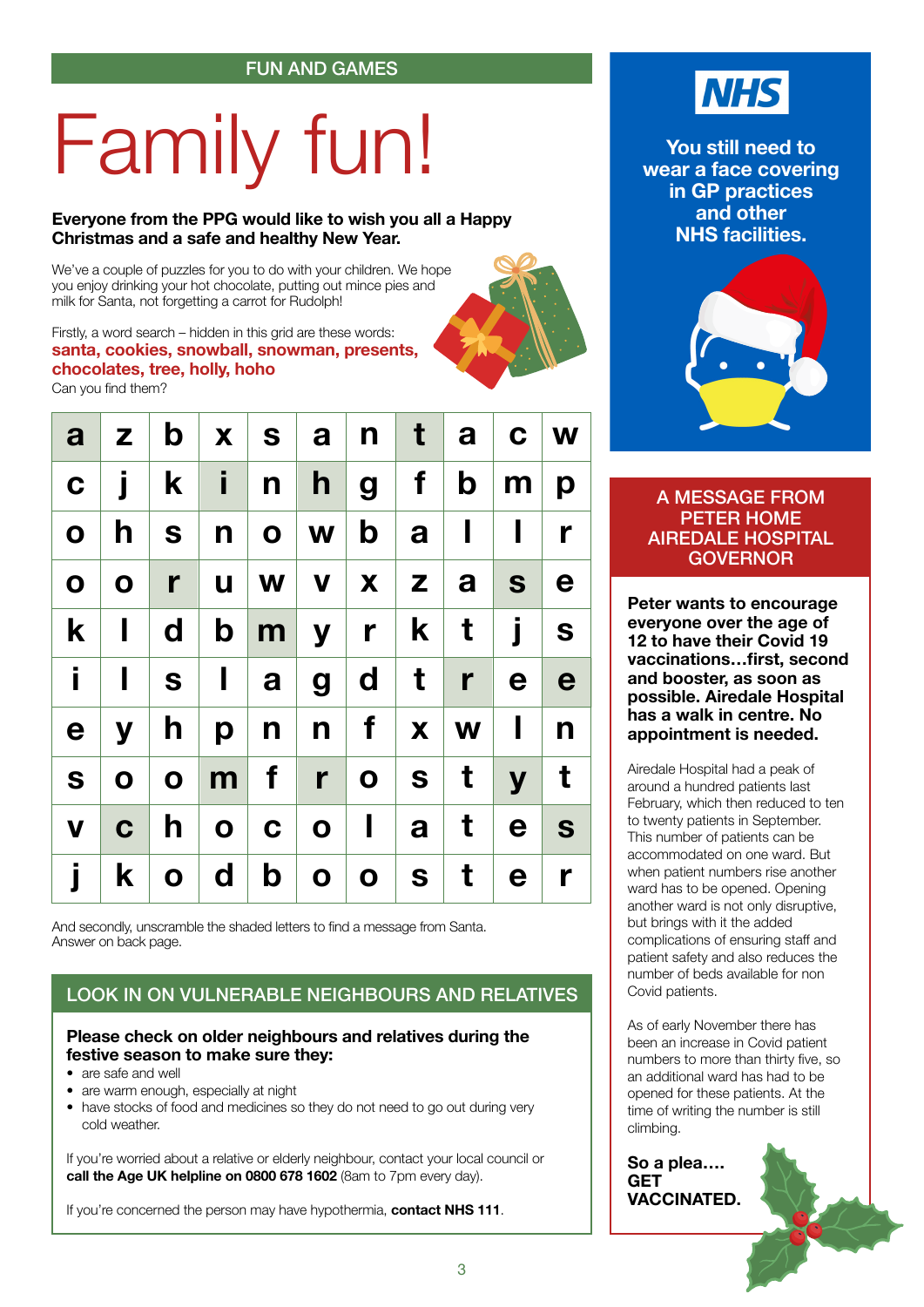FUN AND GAMES

# Family fun!

**Everyone from the PPG would like to wish you all a Happy Christmas and a safe and healthy New Year.**

We've a couple of puzzles for you to do with your children. We hope you enjoy drinking your hot chocolate, putting out mince pies and milk for Santa, not forgetting a carrot for Rudolph!

Firstly, a word search – hidden in this grid are these words:
**santa, cookies, snowball, snowman, presents, chocolates, tree, holly, hoho**
Can you find them?

| | | | | | | | | | | |
|---|---|---|---|---|---|---|---|---|---|---|
| a | z | b | x | s | a | n | t | a | c | w |
| c | j | k | i | n | h | g | f | b | m | p |
| o | h | s | n | o | w | b | a | l | l | r |
| o | o | r | u | w | v | x | z | a | s | e |
| k | l | d | b | m | y | r | k | t | j | s |
| i | l | s | l | a | g | d | t | r | e | e |
| e | y | h | p | n | n | f | x | w | l | n |
| s | o | o | m | f | r | o | s | t | y | t |
| v | c | h | o | c | o | l | a | t | e | s |
| j | k | o | d | b | o | o | s | t | e | r |

And secondly, unscramble the shaded letters to find a message from Santa. Answer on back page.

## LOOK IN ON VULNERABLE NEIGHBOURS AND RELATIVES

**Please check on older neighbours and relatives during the festive season to make sure they:**

- are safe and well
- are warm enough, especially at night
- have stocks of food and medicines so they do not need to go out during very cold weather.

If you're worried about a relative or elderly neighbour, contact your local council or **call the Age UK helpline on 0800 678 1602** (8am to 7pm every day).

If you're concerned the person may have hypothermia, **contact NHS 111**.

NHS

**You still need to wear a face covering in GP practices and other NHS facilities.**

## A MESSAGE FROM PETER HOME AIREDALE HOSPITAL GOVERNOR

**Peter wants to encourage everyone over the age of 12 to have their Covid 19 vaccinations…first, second and booster, as soon as possible. Airedale Hospital has a walk in centre. No appointment is needed.**

Airedale Hospital had a peak of around a hundred patients last February, which then reduced to ten to twenty patients in September. This number of patients can be accommodated on one ward. But when patient numbers rise another ward has to be opened. Opening another ward is not only disruptive, but brings with it the added complications of ensuring staff and patient safety and also reduces the number of beds available for non Covid patients.

As of early November there has been an increase in Covid patient numbers to more than thirty five, so an additional ward has had to be opened for these patients. At the time of writing the number is still climbing.

**So a plea…. GET VACCINATED.**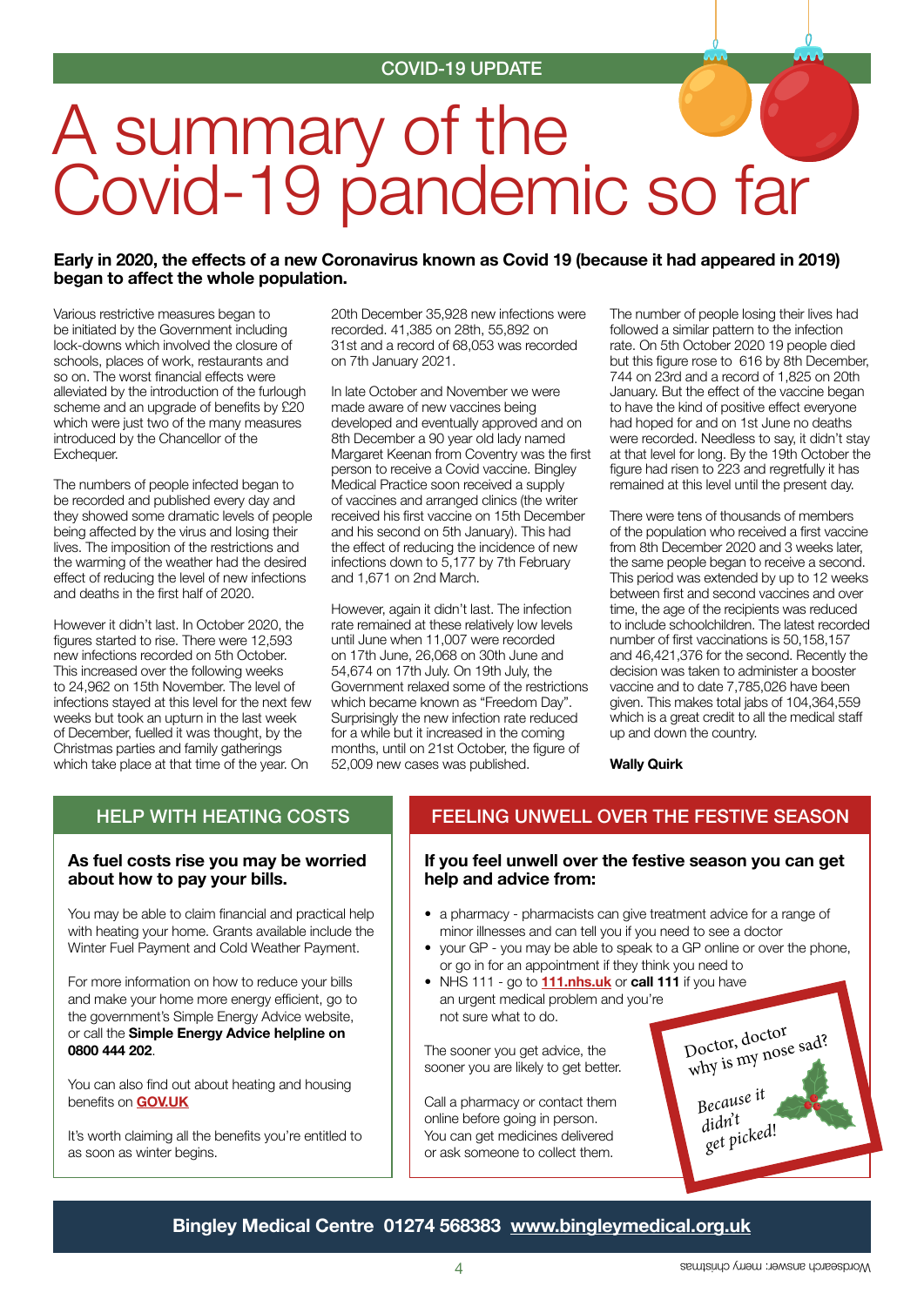COVID-19 UPDATE

# A summary of the Covid-19 pandemic so far

**Early in 2020, the effects of a new Coronavirus known as Covid 19 (because it had appeared in 2019) began to affect the whole population.**

Various restrictive measures began to be initiated by the Government including lock-downs which involved the closure of schools, places of work, restaurants and so on. The worst financial effects were alleviated by the introduction of the furlough scheme and an upgrade of benefits by £20 which were just two of the many measures introduced by the Chancellor of the Exchequer.

The numbers of people infected began to be recorded and published every day and they showed some dramatic levels of people being affected by the virus and losing their lives. The imposition of the restrictions and the warming of the weather had the desired effect of reducing the level of new infections and deaths in the first half of 2020.

However it didn't last. In October 2020, the figures started to rise. There were 12,593 new infections recorded on 5th October. This increased over the following weeks to 24,962 on 15th November. The level of infections stayed at this level for the next few weeks but took an upturn in the last week of December, fuelled it was thought, by the Christmas parties and family gatherings which take place at that time of the year. On 20th December 35,928 new infections were recorded. 41,385 on 28th, 55,892 on 31st and a record of 68,053 was recorded on 7th January 2021.

In late October and November we were made aware of new vaccines being developed and eventually approved and on 8th December a 90 year old lady named Margaret Keenan from Coventry was the first person to receive a Covid vaccine. Bingley Medical Practice soon received a supply of vaccines and arranged clinics (the writer received his first vaccine on 15th December and his second on 5th January). This had the effect of reducing the incidence of new infections down to 5,177 by 7th February and 1,671 on 2nd March.

However, again it didn't last. The infection rate remained at these relatively low levels until June when 11,007 were recorded on 17th June, 26,068 on 30th June and 54,674 on 17th July. On 19th July, the Government relaxed some of the restrictions which became known as "Freedom Day". Surprisingly the new infection rate reduced for a while but it increased in the coming months, until on 21st October, the figure of 52,009 new cases was published.

The number of people losing their lives had followed a similar pattern to the infection rate. On 5th October 2020 19 people died but this figure rose to 616 by 8th December, 744 on 23rd and a record of 1,825 on 20th January. But the effect of the vaccine began to have the kind of positive effect everyone had hoped for and on 1st June no deaths were recorded. Needless to say, it didn't stay at that level for long. By the 19th October the figure had risen to 223 and regretfully it has remained at this level until the present day.

There were tens of thousands of members of the population who received a first vaccine from 8th December 2020 and 3 weeks later, the same people began to receive a second. This period was extended by up to 12 weeks between first and second vaccines and over time, the age of the recipients was reduced to include schoolchildren. The latest recorded number of first vaccinations is 50,158,157 and 46,421,376 for the second. Recently the decision was taken to administer a booster vaccine and to date 7,785,026 have been given. This makes total jabs of 104,364,559 which is a great credit to all the medical staff up and down the country.

**Wally Quirk**

## HELP WITH HEATING COSTS

**As fuel costs rise you may be worried about how to pay your bills.**

You may be able to claim financial and practical help with heating your home. Grants available include the Winter Fuel Payment and Cold Weather Payment.

For more information on how to reduce your bills and make your home more energy efficient, go to the government's Simple Energy Advice website, or call the **Simple Energy Advice helpline on 0800 444 202**.

You can also find out about heating and housing benefits on **GOV.UK**

It's worth claiming all the benefits you're entitled to as soon as winter begins.

## FEELING UNWELL OVER THE FESTIVE SEASON

**If you feel unwell over the festive season you can get help and advice from:**

- a pharmacy - pharmacists can give treatment advice for a range of minor illnesses and can tell you if you need to see a doctor
- your GP - you may be able to speak to a GP online or over the phone, or go in for an appointment if they think you need to
- NHS 111 - go to **111.nhs.uk** or **call 111** if you have an urgent medical problem and you're not sure what to do.

The sooner you get advice, the sooner you are likely to get better.

Call a pharmacy or contact them online before going in person. You can get medicines delivered or ask someone to collect them.

*Doctor, doctor why is my nose sad?*

*Because it didn't get picked!*

**Bingley Medical Centre 01274 568383 www.bingleymedical.org.uk**

Wordsearch answer: merry christmas